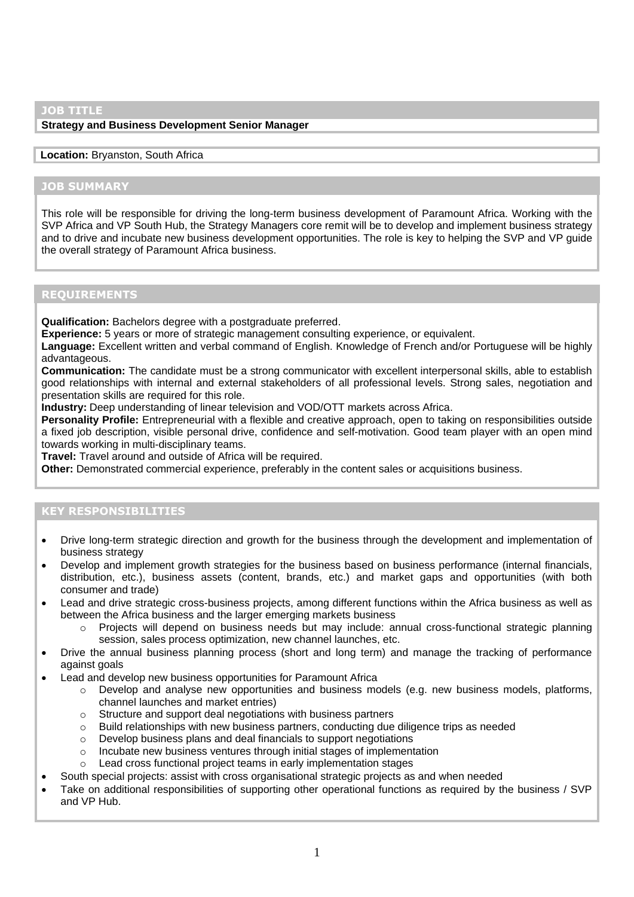## JOB TITLE

**Strategy and Business Development Senior Manager**

**Location:** Bryanston, South Africa

## JOB SUMMARY

This role will be responsible for driving the long-term business development of Paramount Africa. Working with the SVP Africa and VP South Hub, the Strategy Managers core remit will be to develop and implement business strategy and to drive and incubate new business development opportunities. The role is key to helping the SVP and VP guide the overall strategy of Paramount Africa business.

## REQUIREMENTS

**Qualification:** Bachelors degree with a postgraduate preferred.
**Experience:** 5 years or more of strategic management consulting experience, or equivalent.
**Language:** Excellent written and verbal command of English. Knowledge of French and/or Portuguese will be highly advantageous.
**Communication:** The candidate must be a strong communicator with excellent interpersonal skills, able to establish good relationships with internal and external stakeholders of all professional levels. Strong sales, negotiation and presentation skills are required for this role.
**Industry:** Deep understanding of linear television and VOD/OTT markets across Africa.
**Personality Profile:** Entrepreneurial with a flexible and creative approach, open to taking on responsibilities outside a fixed job description, visible personal drive, confidence and self-motivation. Good team player with an open mind towards working in multi-disciplinary teams.
**Travel:** Travel around and outside of Africa will be required.
**Other:** Demonstrated commercial experience, preferably in the content sales or acquisitions business.

## KEY RESPONSIBILITIES

- Drive long-term strategic direction and growth for the business through the development and implementation of business strategy
- Develop and implement growth strategies for the business based on business performance (internal financials, distribution, etc.), business assets (content, brands, etc.) and market gaps and opportunities (with both consumer and trade)
- Lead and drive strategic cross-business projects, among different functions within the Africa business as well as between the Africa business and the larger emerging markets business
  - Projects will depend on business needs but may include: annual cross-functional strategic planning session, sales process optimization, new channel launches, etc.
- Drive the annual business planning process (short and long term) and manage the tracking of performance against goals
- Lead and develop new business opportunities for Paramount Africa
  - Develop and analyse new opportunities and business models (e.g. new business models, platforms, channel launches and market entries)
  - Structure and support deal negotiations with business partners
  - Build relationships with new business partners, conducting due diligence trips as needed
  - Develop business plans and deal financials to support negotiations
  - Incubate new business ventures through initial stages of implementation
  - Lead cross functional project teams in early implementation stages
- South special projects: assist with cross organisational strategic projects as and when needed
- Take on additional responsibilities of supporting other operational functions as required by the business / SVP and VP Hub.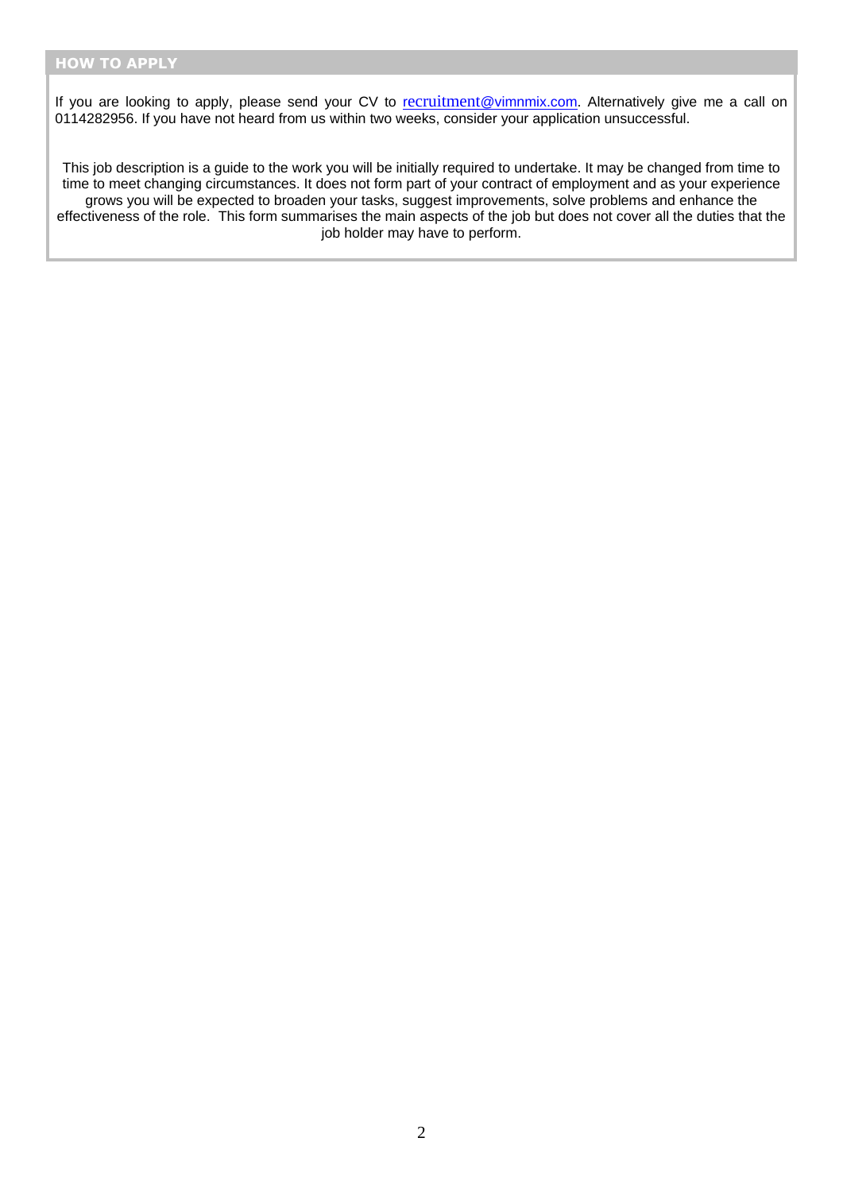## HOW TO APPLY

If you are looking to apply, please send your CV to recruitment@vimnmix.com. Alternatively give me a call on 0114282956. If you have not heard from us within two weeks, consider your application unsuccessful.

This job description is a guide to the work you will be initially required to undertake. It may be changed from time to time to meet changing circumstances. It does not form part of your contract of employment and as your experience grows you will be expected to broaden your tasks, suggest improvements, solve problems and enhance the effectiveness of the role. This form summarises the main aspects of the job but does not cover all the duties that the job holder may have to perform.